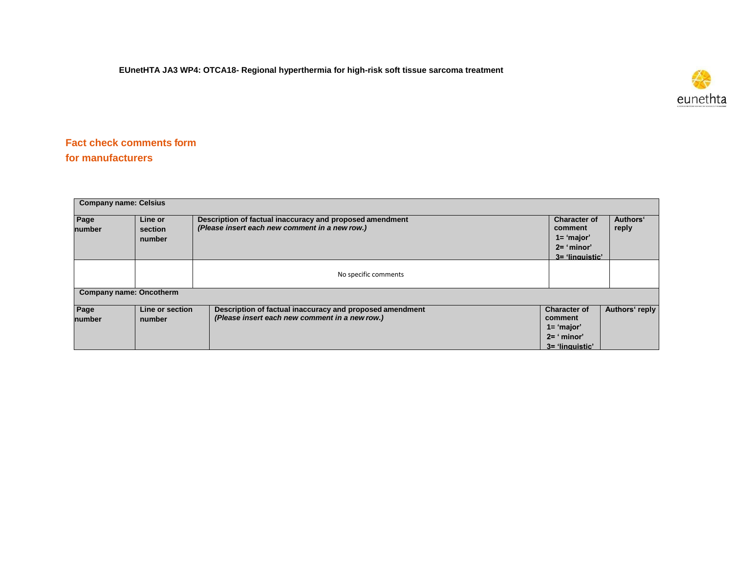**EUnetHTA JA3 WP4: OTCA18- Regional hyperthermia for high-risk soft tissue sarcoma treatment**

## Fact check comments form
## for manufacturers

| **Company name: Celsius** | | | | |
|---|---|---|---|---|
| **Page number** | **Line or section number** | **Description of factual inaccuracy and proposed amendment** *(Please insert each new comment in a new row.)* | **Character of comment** 1= 'major' 2= 'minor' 3= 'linguistic' | **Authors' reply** |
| | | No specific comments | | |

| **Company name: Oncotherm** | | | | |
|---|---|---|---|---|
| **Page number** | **Line or section number** | **Description of factual inaccuracy and proposed amendment** *(Please insert each new comment in a new row.)* | **Character of comment** 1= 'major' 2= ' minor' 3= 'linguistic' | **Authors' reply** |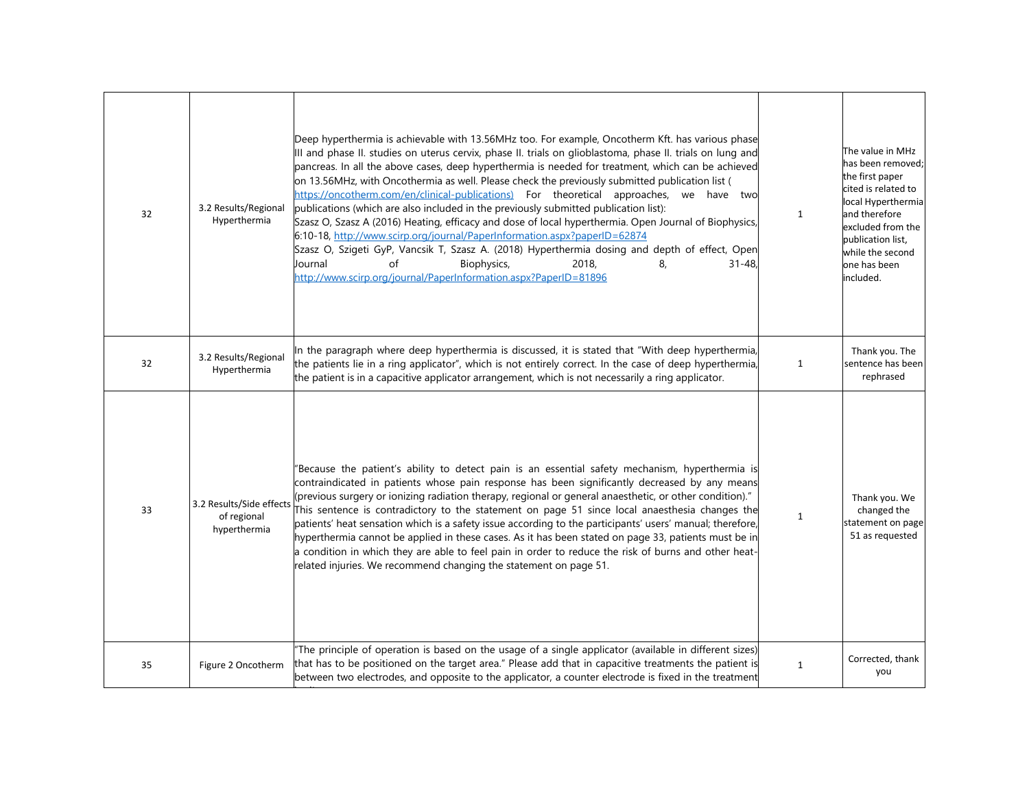| 32 | 3.2 Results/Regional Hyperthermia | Deep hyperthermia is achievable with 13.56MHz too. For example, Oncotherm Kft. has various phase III and phase II. studies on uterus cervix, phase II. trials on glioblastoma, phase II. trials on lung and pancreas. In all the above cases, deep hyperthermia is needed for treatment, which can be achieved on 13.56MHz, with Oncothermia as well. Please check the previously submitted publication list ( https://oncotherm.com/en/clinical-publications) For theoretical approaches, we have two publications (which are also included in the previously submitted publication list): Szasz O, Szasz A (2016) Heating, efficacy and dose of local hyperthermia. Open Journal of Biophysics, 6:10-18, http://www.scirp.org/journal/PaperInformation.aspx?paperID=62874 Szasz O, Szigeti GyP, Vancsik T, Szasz A. (2018) Hyperthermia dosing and depth of effect, Open Journal of Biophysics, 2018, 8, 31-48, http://www.scirp.org/journal/PaperInformation.aspx?PaperID=81896 | 1 | The value in MHz has been removed; the first paper cited is related to local Hyperthermia and therefore excluded from the publication list, while the second one has been included. |
|---|---|---|---|---|
| 32 | 3.2 Results/Regional Hyperthermia | In the paragraph where deep hyperthermia is discussed, it is stated that "With deep hyperthermia, the patients lie in a ring applicator", which is not entirely correct. In the case of deep hyperthermia, the patient is in a capacitive applicator arrangement, which is not necessarily a ring applicator. | 1 | Thank you. The sentence has been rephrased |
| 33 | 3.2 Results/Side effects of regional hyperthermia | "Because the patient's ability to detect pain is an essential safety mechanism, hyperthermia is contraindicated in patients whose pain response has been significantly decreased by any means (previous surgery or ionizing radiation therapy, regional or general anaesthetic, or other condition)." This sentence is contradictory to the statement on page 51 since local anaesthesia changes the patients' heat sensation which is a safety issue according to the participants' users' manual; therefore, hyperthermia cannot be applied in these cases. As it has been stated on page 33, patients must be in a condition in which they are able to feel pain in order to reduce the risk of burns and other heat-related injuries. We recommend changing the statement on page 51. | 1 | Thank you. We changed the statement on page 51 as requested |
| 35 | Figure 2 Oncotherm | "The principle of operation is based on the usage of a single applicator (available in different sizes) that has to be positioned on the target area." Please add that in capacitive treatments the patient is between two electrodes, and opposite to the applicator, a counter electrode is fixed in the treatment | 1 | Corrected, thank you |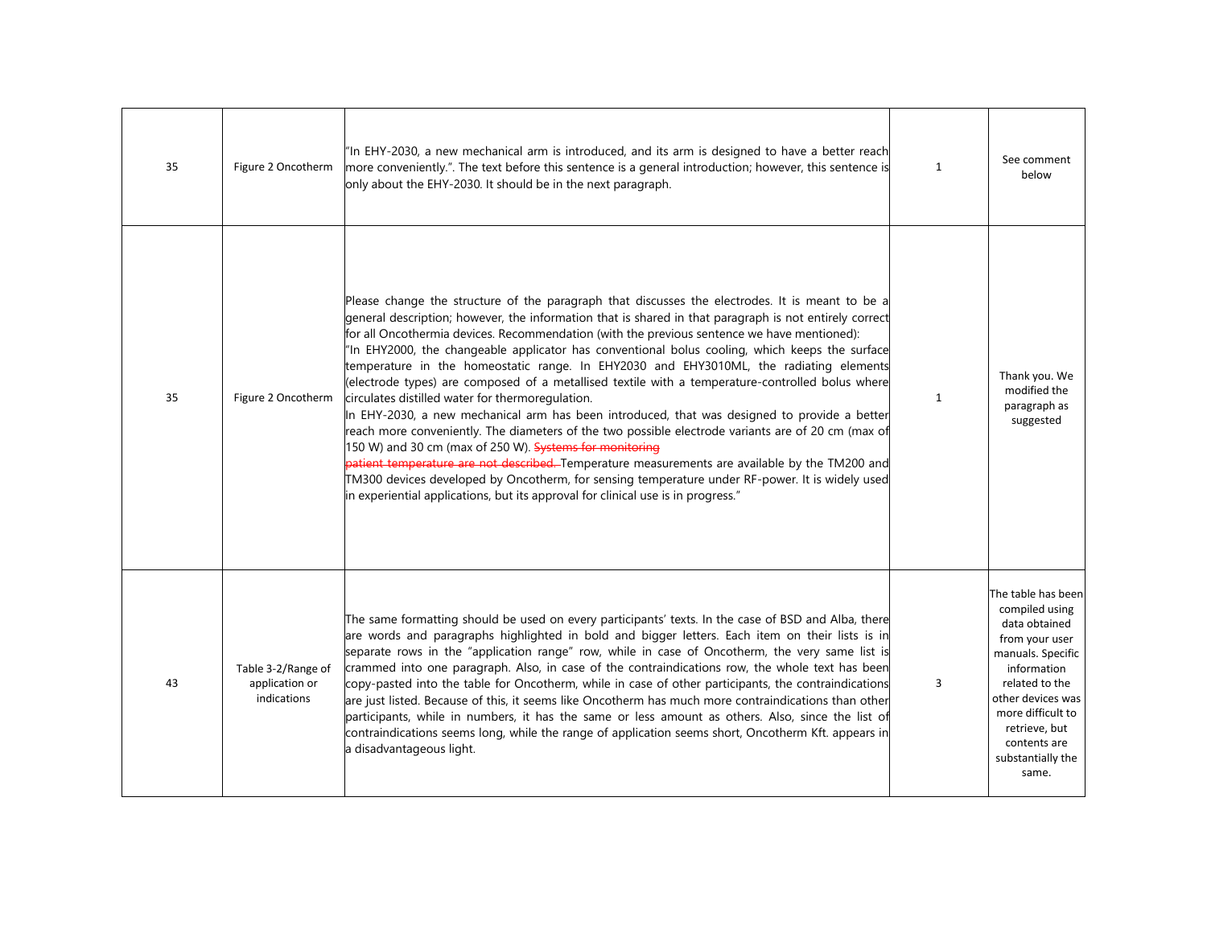| | | | | |
|---|---|---|---|---|
| 35 | Figure 2 Oncotherm | "In EHY-2030, a new mechanical arm is introduced, and its arm is designed to have a better reach more conveniently.". The text before this sentence is a general introduction; however, this sentence is only about the EHY-2030. It should be in the next paragraph. | 1 | See comment below |
| 35 | Figure 2 Oncotherm | Please change the structure of the paragraph that discusses the electrodes. It is meant to be a general description; however, the information that is shared in that paragraph is not entirely correct for all Oncothermia devices. Recommendation (with the previous sentence we have mentioned):<br>"In EHY2000, the changeable applicator has conventional bolus cooling, which keeps the surface temperature in the homeostatic range. In EHY2030 and EHY3010ML, the radiating elements (electrode types) are composed of a metallised textile with a temperature-controlled bolus where circulates distilled water for thermoregulation.<br>In EHY-2030, a new mechanical arm has been introduced, that was designed to provide a better reach more conveniently. The diameters of the two possible electrode variants are of 20 cm (max of 150 W) and 30 cm (max of 250 W). ~~Systems for monitoring patient temperature are not described.~~ Temperature measurements are available by the TM200 and TM300 devices developed by Oncotherm, for sensing temperature under RF-power. It is widely used in experiential applications, but its approval for clinical use is in progress." | 1 | Thank you. We modified the paragraph as suggested |
| 43 | Table 3-2/Range of application or indications | The same formatting should be used on every participants' texts. In the case of BSD and Alba, there are words and paragraphs highlighted in bold and bigger letters. Each item on their lists is in separate rows in the "application range" row, while in case of Oncotherm, the very same list is crammed into one paragraph. Also, in case of the contraindications row, the whole text has been copy-pasted into the table for Oncotherm, while in case of other participants, the contraindications are just listed. Because of this, it seems like Oncotherm has much more contraindications than other participants, while in numbers, it has the same or less amount as others. Also, since the list of contraindications seems long, while the range of application seems short, Oncotherm Kft. appears in a disadvantageous light. | 3 | The table has been compiled using data obtained from your user manuals. Specific information related to the other devices was more difficult to retrieve, but contents are substantially the same. |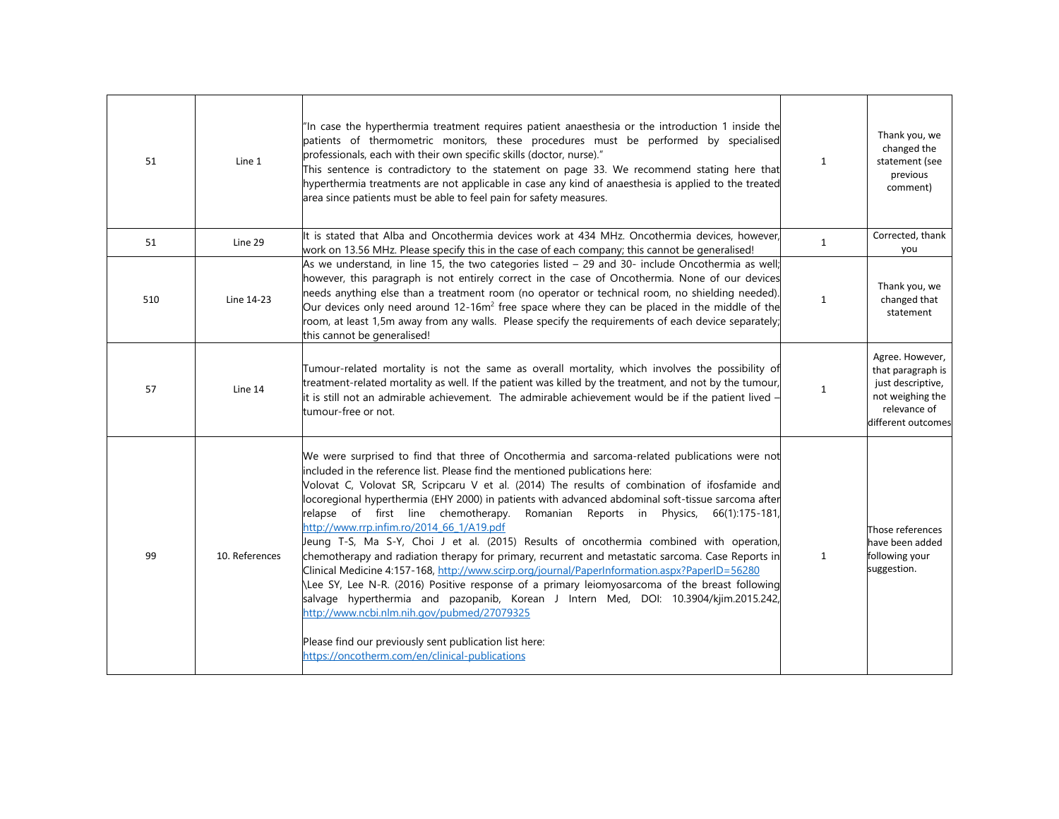| | | | | |
|---|---|---|---|---|
| 51 | Line 1 | "In case the hyperthermia treatment requires patient anaesthesia or the introduction 1 inside the patients of thermometric monitors, these procedures must be performed by specialised professionals, each with their own specific skills (doctor, nurse)."<br>This sentence is contradictory to the statement on page 33. We recommend stating here that hyperthermia treatments are not applicable in case any kind of anaesthesia is applied to the treated area since patients must be able to feel pain for safety measures. | 1 | Thank you, we changed the statement (see previous comment) |
| 51 | Line 29 | It is stated that Alba and Oncothermia devices work at 434 MHz. Oncothermia devices, however, work on 13.56 MHz. Please specify this in the case of each company; this cannot be generalised! | 1 | Corrected, thank you |
| 510 | Line 14-23 | As we understand, in line 15, the two categories listed – 29 and 30- include Oncothermia as well; however, this paragraph is not entirely correct in the case of Oncothermia. None of our devices needs anything else than a treatment room (no operator or technical room, no shielding needed). Our devices only need around 12-16m$^2$ free space where they can be placed in the middle of the room, at least 1,5m away from any walls. Please specify the requirements of each device separately; this cannot be generalised! | 1 | Thank you, we changed that statement |
| 57 | Line 14 | Tumour-related mortality is not the same as overall mortality, which involves the possibility of treatment-related mortality as well. If the patient was killed by the treatment, and not by the tumour, it is still not an admirable achievement. The admirable achievement would be if the patient lived – tumour-free or not. | 1 | Agree. However, that paragraph is just descriptive, not weighing the relevance of different outcomes |
| 99 | 10. References | We were surprised to find that three of Oncothermia and sarcoma-related publications were not included in the reference list. Please find the mentioned publications here:<br>Volovat C, Volovat SR, Scripcaru V et al. (2014) The results of combination of ifosfamide and locoregional hyperthermia (EHY 2000) in patients with advanced abdominal soft-tissue sarcoma after relapse of first line chemotherapy. Romanian Reports in Physics, 66(1):175-181, http://www.rrp.infim.ro/2014_66_1/A19.pdf<br>Jeung T-S, Ma S-Y, Choi J et al. (2015) Results of oncothermia combined with operation, chemotherapy and radiation therapy for primary, recurrent and metastatic sarcoma. Case Reports in Clinical Medicine 4:157-168, http://www.scirp.org/journal/PaperInformation.aspx?PaperID=56280<br>\Lee SY, Lee N-R. (2016) Positive response of a primary leiomyosarcoma of the breast following salvage hyperthermia and pazopanib, Korean J Intern Med, DOI: 10.3904/kjim.2015.242, http://www.ncbi.nlm.nih.gov/pubmed/27079325<br><br>Please find our previously sent publication list here:<br>https://oncotherm.com/en/clinical-publications | 1 | Those references have been added following your suggestion. |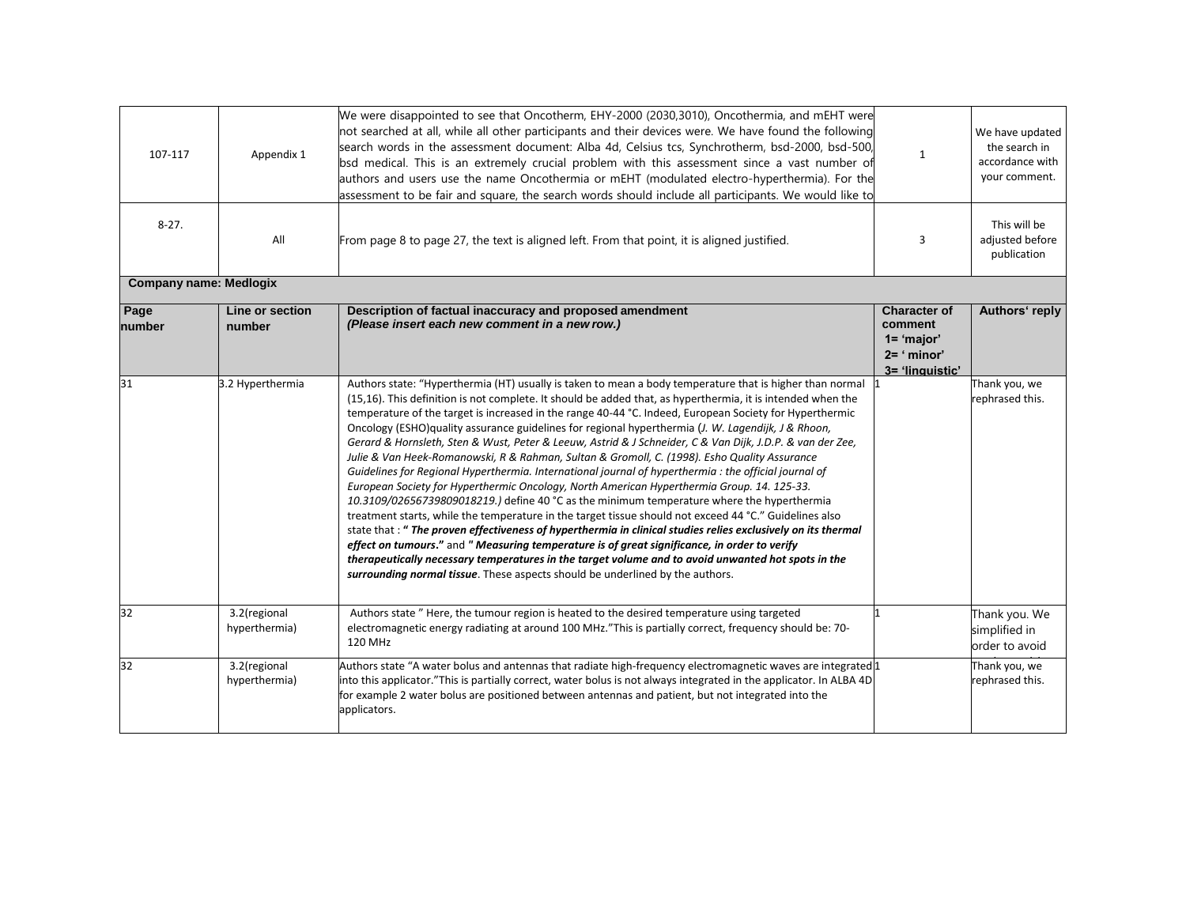| | | | | |
|---|---|---|---|---|
| 107-117 | Appendix 1 | We were disappointed to see that Oncotherm, EHY-2000 (2030,3010), Oncothermia, and mEHT were not searched at all, while all other participants and their devices were. We have found the following search words in the assessment document: Alba 4d, Celsius tcs, Synchrotherm, bsd-2000, bsd-500, bsd medical. This is an extremely crucial problem with this assessment since a vast number of authors and users use the name Oncothermia or mEHT (modulated electro-hyperthermia). For the assessment to be fair and square, the search words should include all participants. We would like to | 1 | We have updated the search in accordance with your comment. |
| 8-27. | All | From page 8 to page 27, the text is aligned left. From that point, it is aligned justified. | 3 | This will be adjusted before publication |
| **Company name: Medlogix** | | | | |
| **Page number** | **Line or section number** | **Description of factual inaccuracy and proposed amendment** *(Please insert each new comment in a new row.)* | **Character of comment 1= 'major' 2= ' minor' 3= 'linguistic'** | **Authors' reply** |
| 31 | 3.2 Hyperthermia | Authors state: "Hyperthermia (HT) usually is taken to mean a body temperature that is higher than normal (15,16). This definition is not complete. It should be added that, as hyperthermia, it is intended when the temperature of the target is increased in the range 40-44 °C. Indeed, European Society for Hyperthermic Oncology (ESHO)quality assurance guidelines for regional hyperthermia (*J. W. Lagendijk, J & Rhoon, Gerard & Hornsleth, Sten & Wust, Peter & Leeuw, Astrid & J Schneider, C & Van Dijk, J.D.P. & van der Zee, Julie & Van Heek-Romanowski, R & Rahman, Sultan & Gromoll, C. (1998). Esho Quality Assurance Guidelines for Regional Hyperthermia. International journal of hyperthermia : the official journal of European Society for Hyperthermic Oncology, North American Hyperthermia Group. 14. 125-33. 10.3109/02656739809018219.)* define 40 °C as the minimum temperature where the hyperthermia treatment starts, while the temperature in the target tissue should not exceed 44 °C." Guidelines also state that : **" *The proven effectiveness of hyperthermia in clinical studies relies exclusively on its thermal effect on tumours*."** and **" *Measuring temperature is of great significance, in order to verify therapeutically necessary temperatures in the target volume and to avoid unwanted hot spots in the surrounding normal tissue*.** These aspects should be underlined by the authors. | 1 | Thank you, we rephrased this. |
| 32 | 3.2(regional hyperthermia) | Authors state " Here, the tumour region is heated to the desired temperature using targeted electromagnetic energy radiating at around 100 MHz."This is partially correct, frequency should be: 70-120 MHz | 1 | Thank you. We simplified in order to avoid |
| 32 | 3.2(regional hyperthermia) | Authors state "A water bolus and antennas that radiate high-frequency electromagnetic waves are integrated into this applicator."This is partially correct, water bolus is not always integrated in the applicator. In ALBA 4D for example 2 water bolus are positioned between antennas and patient, but not integrated into the applicators. | 1 | Thank you, we rephrased this. |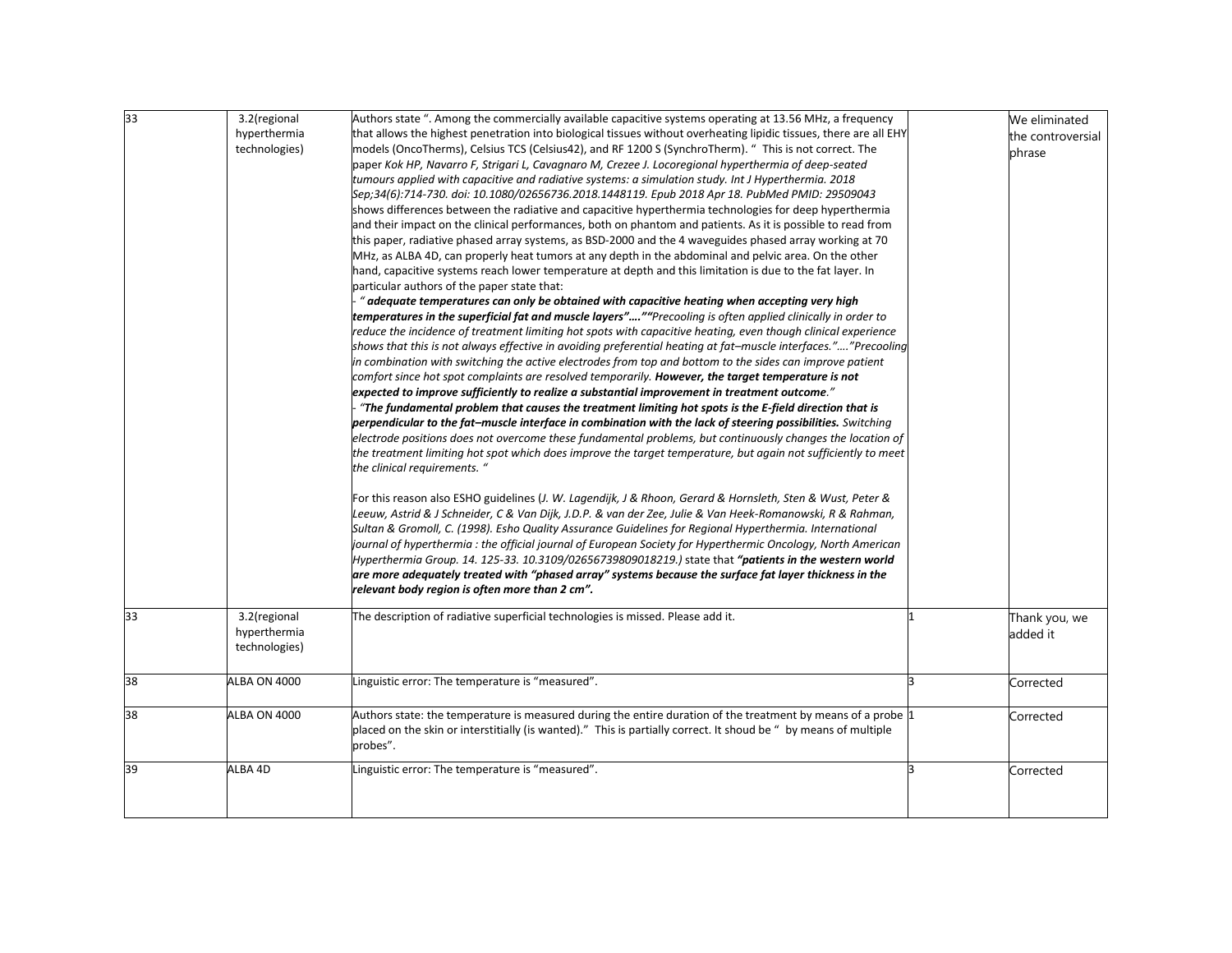| | | | | |
|---|---|---|---|---|
| 33 | 3.2(regional hyperthermia technologies) | Authors state ". Among the commercially available capacitive systems operating at 13.56 MHz, a frequency that allows the highest penetration into biological tissues without overheating lipidic tissues, there are all EHY models (OncoTherms), Celsius TCS (Celsius42), and RF 1200 S (SynchroTherm). " This is not correct. The paper *Kok HP, Navarro F, Strigari L, Cavagnaro M, Crezee J. Locoregional hyperthermia of deep-seated tumours applied with capacitive and radiative systems: a simulation study. Int J Hyperthermia. 2018 Sep;34(6):714-730. doi: 10.1080/02656736.2018.1448119. Epub 2018 Apr 18. PubMed PMID: 29509043* shows differences between the radiative and capacitive hyperthermia technologies for deep hyperthermia and their impact on the clinical performances, both on phantom and patients. As it is possible to read from this paper, radiative phased array systems, as BSD-2000 and the 4 waveguides phased array working at 70 MHz, as ALBA 4D, can properly heat tumors at any depth in the abdominal and pelvic area. On the other hand, capacitive systems reach lower temperature at depth and this limitation is due to the fat layer. In particular authors of the paper state that:<br>- *" **adequate temperatures can only be obtained with capacitive heating when accepting very high temperatures in the superficial fat and muscle layers"….** ""Precooling is often applied clinically in order to reduce the incidence of treatment limiting hot spots with capacitive heating, even though clinical experience shows that this is not always effective in avoiding preferential heating at fat–muscle interfaces."…."Precooling in combination with switching the active electrodes from top and bottom to the sides can improve patient comfort since hot spot complaints are resolved temporarily. **However, the target temperature is not expected to improve sufficiently to realize a substantial improvement in treatment outcome**."*<br>- *"**The fundamental problem that causes the treatment limiting hot spots is the E-field direction that is perpendicular to the fat–muscle interface in combination with the lack of steering possibilities.** Switching electrode positions does not overcome these fundamental problems, but continuously changes the location of the treatment limiting hot spot which does improve the target temperature, but again not sufficiently to meet the clinical requirements. "*<br><br>For this reason also ESHO guidelines (*J. W. Lagendijk, J & Rhoon, Gerard & Hornsleth, Sten & Wust, Peter & Leeuw, Astrid & J Schneider, C & Van Dijk, J.D.P. & van der Zee, Julie & Van Heek-Romanowski, R & Rahman, Sultan & Gromoll, C. (1998). Esho Quality Assurance Guidelines for Regional Hyperthermia. International journal of hyperthermia : the official journal of European Society for Hyperthermic Oncology, North American Hyperthermia Group. 14. 125-33. 10.3109/02656739809018219.*) state that ***"patients in the western world are more adequately treated with "phased array" systems because the surface fat layer thickness in the relevant body region is often more than 2 cm".*** | | We eliminated the controversial phrase |
| 33 | 3.2(regional hyperthermia technologies) | The description of radiative superficial technologies is missed. Please add it. | 1 | Thank you, we added it |
| 38 | ALBA ON 4000 | Linguistic error: The temperature is "measured". | 3 | Corrected |
| 38 | ALBA ON 4000 | Authors state: the temperature is measured during the entire duration of the treatment by means of a probe placed on the skin or interstitially (is wanted)." This is partially correct. It shoud be " by means of multiple probes". | 1 | Corrected |
| 39 | ALBA 4D | Linguistic error: The temperature is "measured". | 3 | Corrected |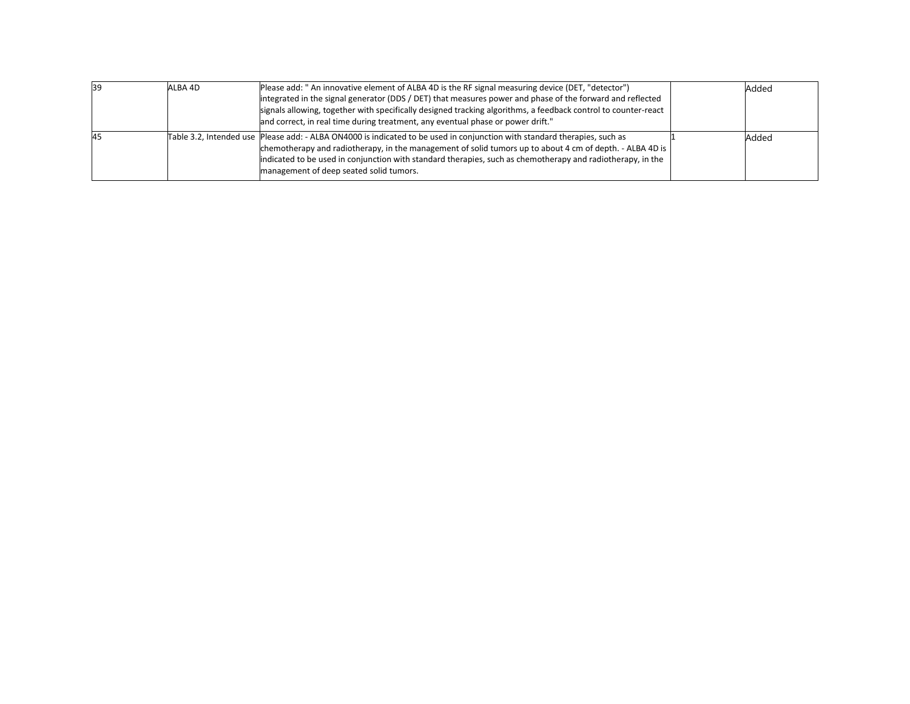| | | | | |
|---|---|---|---|---|
| 39 | ALBA 4D | Please add: " An innovative element of ALBA 4D is the RF signal measuring device (DET, "detector") integrated in the signal generator (DDS / DET) that measures power and phase of the forward and reflected signals allowing, together with specifically designed tracking algorithms, a feedback control to counter-react and correct, in real time during treatment, any eventual phase or power drift." | | Added |
| 45 | Table 3.2, Intended use | Please add: - ALBA ON4000 is indicated to be used in conjunction with standard therapies, such as chemotherapy and radiotherapy, in the management of solid tumors up to about 4 cm of depth. - ALBA 4D is indicated to be used in conjunction with standard therapies, such as chemotherapy and radiotherapy, in the management of deep seated solid tumors. | 1 | Added |